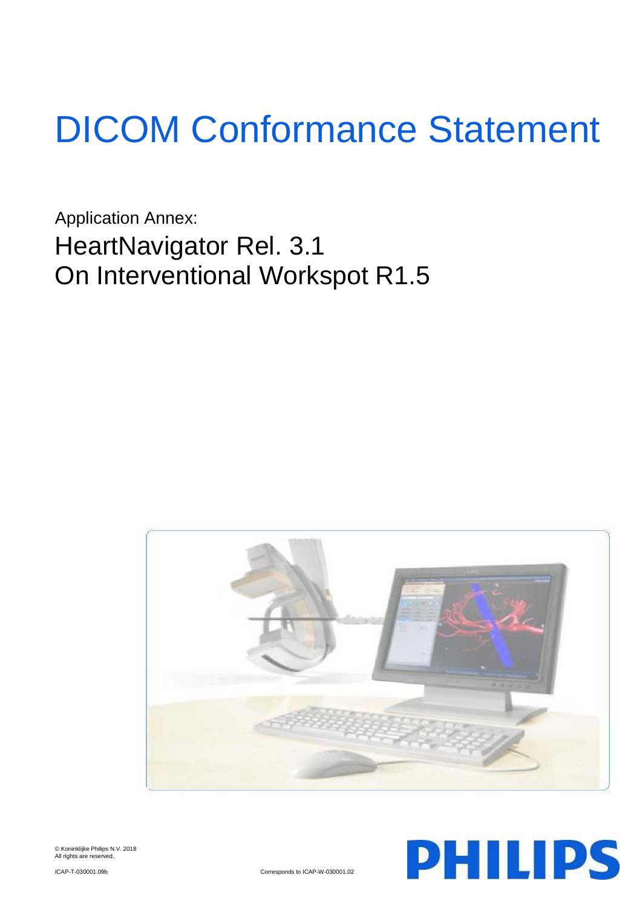# DICOM Conformance Statement

Application Annex:

## HeartNavigator Rel. 3.1
## On Interventional Workspot R1.5

© Koninklijke Philips N.V. 2018
All rights are reserved.

ICAP-T-030001.09b

Corresponds to ICAP-W-030001.02

PHILIPS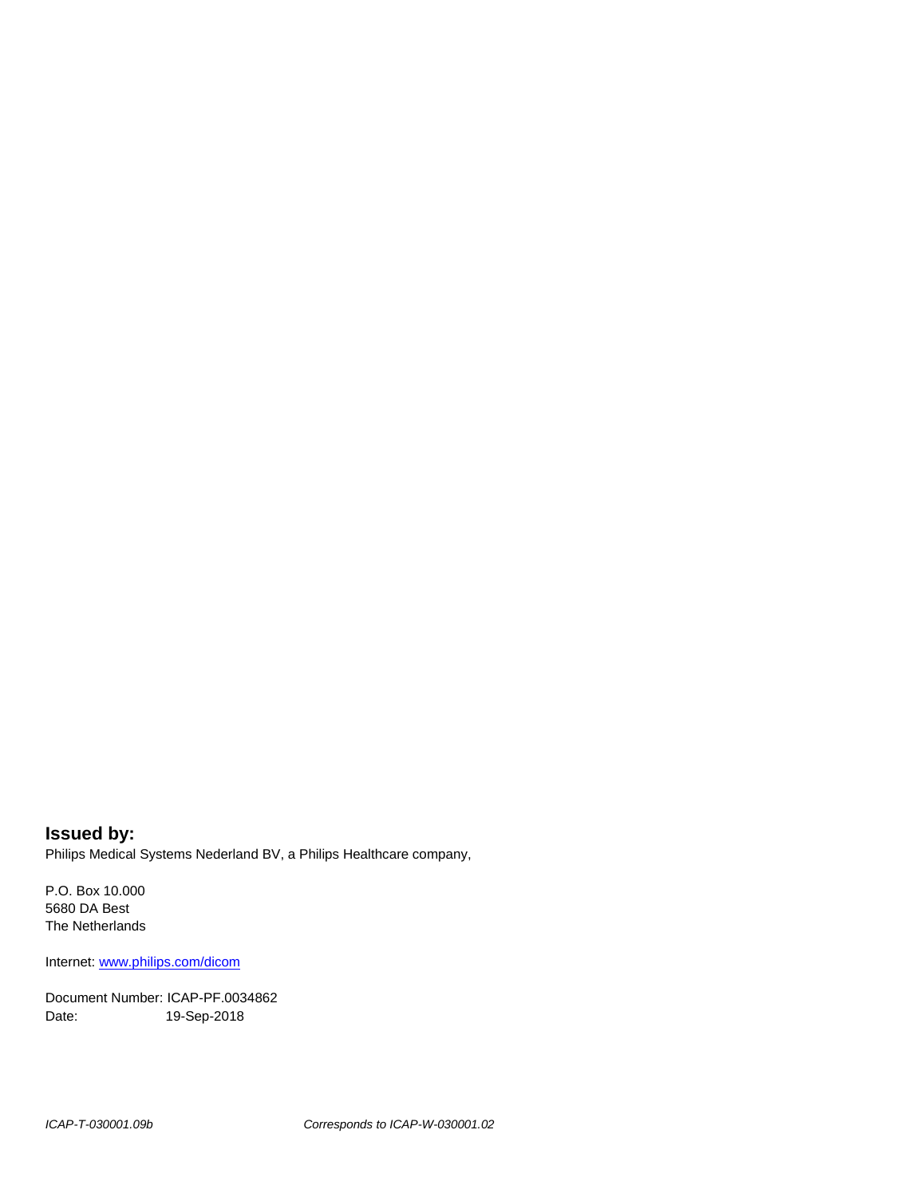**Issued by:**

Philips Medical Systems Nederland BV, a Philips Healthcare company,

P.O. Box 10.000
5680 DA Best
The Netherlands

Internet: www.philips.com/dicom

Document Number: ICAP-PF.0034862
Date: 19-Sep-2018

*ICAP-T-030001.09b* *Corresponds to ICAP-W-030001.02*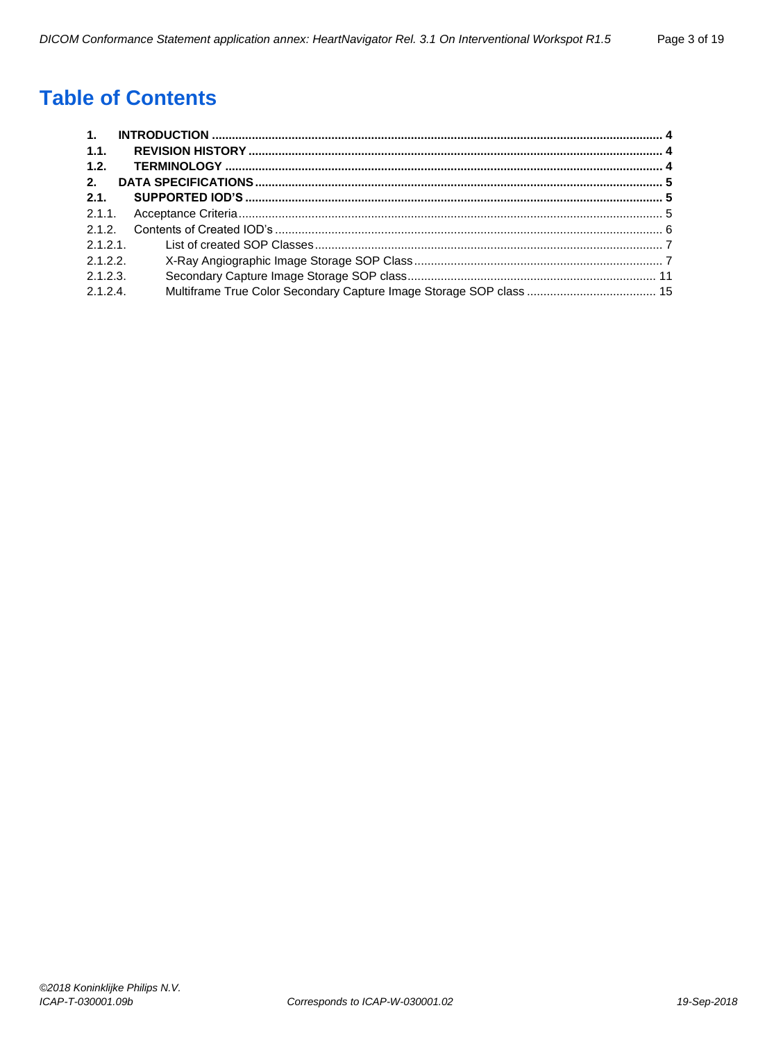# Table of Contents

**1. INTRODUCTION ..... 4**
**1.1. REVISION HISTORY ..... 4**
**1.2. TERMINOLOGY ..... 4**
**2. DATA SPECIFICATIONS ..... 5**
**2.1. SUPPORTED IOD'S ..... 5**
2.1.1. Acceptance Criteria ..... 5
2.1.2. Contents of Created IOD's ..... 6
2.1.2.1. List of created SOP Classes ..... 7
2.1.2.2. X-Ray Angiographic Image Storage SOP Class ..... 7
2.1.2.3. Secondary Capture Image Storage SOP class ..... 11
2.1.2.4. Multiframe True Color Secondary Capture Image Storage SOP class ..... 15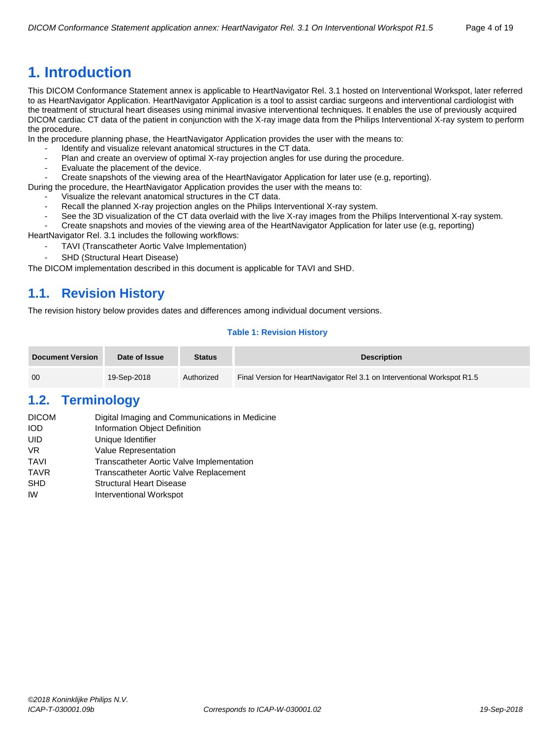# 1. Introduction

This DICOM Conformance Statement annex is applicable to HeartNavigator Rel. 3.1 hosted on Interventional Workspot, later referred to as HeartNavigator Application. HeartNavigator Application is a tool to assist cardiac surgeons and interventional cardiologist with the treatment of structural heart diseases using minimal invasive interventional techniques. It enables the use of previously acquired DICOM cardiac CT data of the patient in conjunction with the X-ray image data from the Philips Interventional X-ray system to perform the procedure.

In the procedure planning phase, the HeartNavigator Application provides the user with the means to:

- Identify and visualize relevant anatomical structures in the CT data.
- Plan and create an overview of optimal X-ray projection angles for use during the procedure.
- Evaluate the placement of the device.
- Create snapshots of the viewing area of the HeartNavigator Application for later use (e.g, reporting).

During the procedure, the HeartNavigator Application provides the user with the means to:

- Visualize the relevant anatomical structures in the CT data.
- Recall the planned X-ray projection angles on the Philips Interventional X-ray system.
- See the 3D visualization of the CT data overlaid with the live X-ray images from the Philips Interventional X-ray system.
- Create snapshots and movies of the viewing area of the HeartNavigator Application for later use (e.g, reporting)

HeartNavigator Rel. 3.1 includes the following workflows:

- TAVI (Transcatheter Aortic Valve Implementation)
- SHD (Structural Heart Disease)

The DICOM implementation described in this document is applicable for TAVI and SHD.

## 1.1. Revision History

The revision history below provides dates and differences among individual document versions.

**Table 1: Revision History**

| Document Version | Date of Issue | Status | Description |
|---|---|---|---|
| 00 | 19-Sep-2018 | Authorized | Final Version for HeartNavigator Rel 3.1 on Interventional Workspot R1.5 |

## 1.2. Terminology

| | |
|---|---|
| DICOM | Digital Imaging and Communications in Medicine |
| IOD | Information Object Definition |
| UID | Unique Identifier |
| VR | Value Representation |
| TAVI | Transcatheter Aortic Valve Implementation |
| TAVR | Transcatheter Aortic Valve Replacement |
| SHD | Structural Heart Disease |
| IW | Interventional Workspot |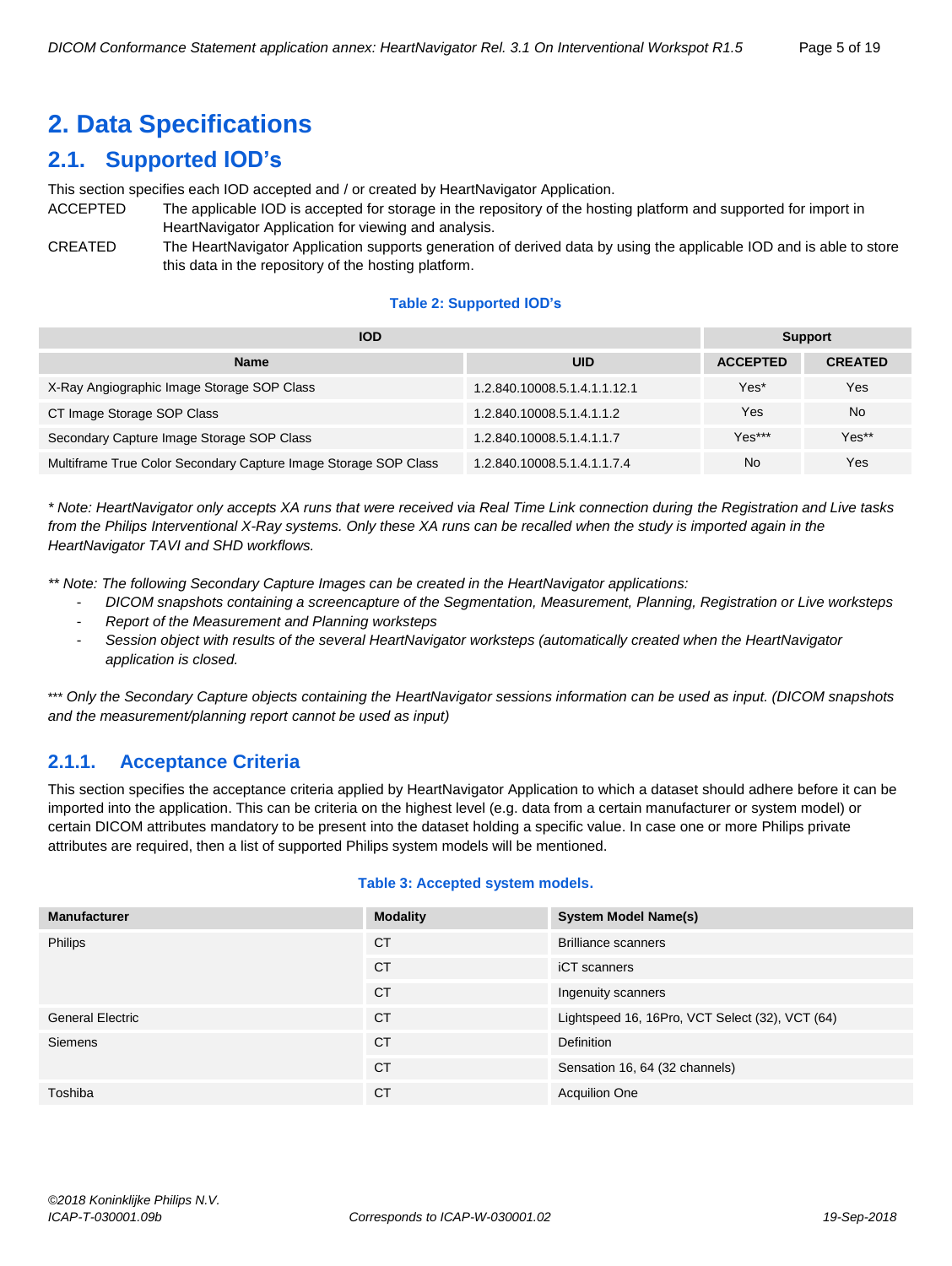# 2. Data Specifications

## 2.1. Supported IOD's

This section specifies each IOD accepted and / or created by HeartNavigator Application.

ACCEPTED The applicable IOD is accepted for storage in the repository of the hosting platform and supported for import in HeartNavigator Application for viewing and analysis.

CREATED The HeartNavigator Application supports generation of derived data by using the applicable IOD and is able to store this data in the repository of the hosting platform.

**Table 2: Supported IOD's**

| IOD | | Support | |
|---|---|---|---|
| **Name** | **UID** | **ACCEPTED** | **CREATED** |
| X-Ray Angiographic Image Storage SOP Class | 1.2.840.10008.5.1.4.1.1.12.1 | Yes* | Yes |
| CT Image Storage SOP Class | 1.2.840.10008.5.1.4.1.1.2 | Yes | No |
| Secondary Capture Image Storage SOP Class | 1.2.840.10008.5.1.4.1.1.7 | Yes*** | Yes** |
| Multiframe True Color Secondary Capture Image Storage SOP Class | 1.2.840.10008.5.1.4.1.1.7.4 | No | Yes |

*\* Note: HeartNavigator only accepts XA runs that were received via Real Time Link connection during the Registration and Live tasks from the Philips Interventional X-Ray systems. Only these XA runs can be recalled when the study is imported again in the HeartNavigator TAVI and SHD workflows.*

*\*\* Note: The following Secondary Capture Images can be created in the HeartNavigator applications:*

- *DICOM snapshots containing a screencapture of the Segmentation, Measurement, Planning, Registration or Live worksteps*
- *Report of the Measurement and Planning worksteps*
- *Session object with results of the several HeartNavigator worksteps (automatically created when the HeartNavigator application is closed.*

*\*\*\* Only the Secondary Capture objects containing the HeartNavigator sessions information can be used as input. (DICOM snapshots and the measurement/planning report cannot be used as input)*

### 2.1.1. Acceptance Criteria

This section specifies the acceptance criteria applied by HeartNavigator Application to which a dataset should adhere before it can be imported into the application. This can be criteria on the highest level (e.g. data from a certain manufacturer or system model) or certain DICOM attributes mandatory to be present into the dataset holding a specific value. In case one or more Philips private attributes are required, then a list of supported Philips system models will be mentioned.

**Table 3: Accepted system models.**

| Manufacturer | Modality | System Model Name(s) |
|---|---|---|
| Philips | CT | Brilliance scanners |
| | CT | iCT scanners |
| | CT | Ingenuity scanners |
| General Electric | CT | Lightspeed 16, 16Pro, VCT Select (32), VCT (64) |
| Siemens | CT | Definition |
| | CT | Sensation 16, 64 (32 channels) |
| Toshiba | CT | Acquilion One |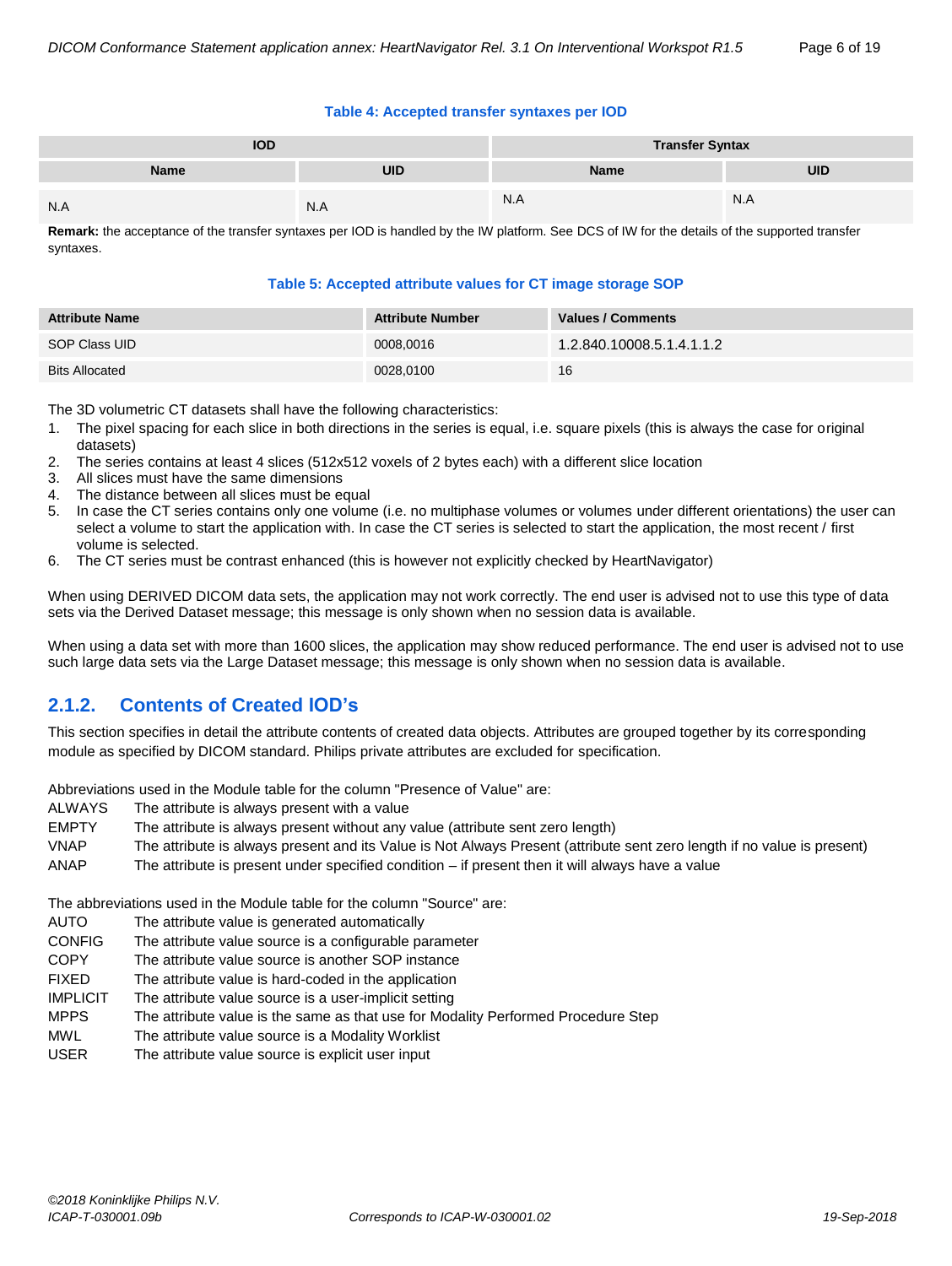**Table 4: Accepted transfer syntaxes per IOD**

| IOD | | Transfer Syntax | |
|---|---|---|---|
| **Name** | **UID** | **Name** | **UID** |
| N.A | N.A | N.A | N.A |

**Remark:** the acceptance of the transfer syntaxes per IOD is handled by the IW platform. See DCS of IW for the details of the supported transfer syntaxes.

**Table 5: Accepted attribute values for CT image storage SOP**

| Attribute Name | Attribute Number | Values / Comments |
|---|---|---|
| SOP Class UID | 0008,0016 | 1.2.840.10008.5.1.4.1.1.2 |
| Bits Allocated | 0028,0100 | 16 |

The 3D volumetric CT datasets shall have the following characteristics:

1. The pixel spacing for each slice in both directions in the series is equal, i.e. square pixels (this is always the case for original datasets)
2. The series contains at least 4 slices (512x512 voxels of 2 bytes each) with a different slice location
3. All slices must have the same dimensions
4. The distance between all slices must be equal
5. In case the CT series contains only one volume (i.e. no multiphase volumes or volumes under different orientations) the user can select a volume to start the application with. In case the CT series is selected to start the application, the most recent / first volume is selected.
6. The CT series must be contrast enhanced (this is however not explicitly checked by HeartNavigator)

When using DERIVED DICOM data sets, the application may not work correctly. The end user is advised not to use this type of data sets via the Derived Dataset message; this message is only shown when no session data is available.

When using a data set with more than 1600 slices, the application may show reduced performance. The end user is advised not to use such large data sets via the Large Dataset message; this message is only shown when no session data is available.

## 2.1.2. Contents of Created IOD's

This section specifies in detail the attribute contents of created data objects. Attributes are grouped together by its corresponding module as specified by DICOM standard. Philips private attributes are excluded for specification.

Abbreviations used in the Module table for the column "Presence of Value" are:

- ALWAYS The attribute is always present with a value
- EMPTY The attribute is always present without any value (attribute sent zero length)
- VNAP The attribute is always present and its Value is Not Always Present (attribute sent zero length if no value is present)
- ANAP The attribute is present under specified condition – if present then it will always have a value

The abbreviations used in the Module table for the column "Source" are:

- AUTO The attribute value is generated automatically
- CONFIG The attribute value source is a configurable parameter
- COPY The attribute value source is another SOP instance
- FIXED The attribute value is hard-coded in the application
- IMPLICIT The attribute value source is a user-implicit setting
- MPPS The attribute value is the same as that use for Modality Performed Procedure Step
- MWL The attribute value source is a Modality Worklist
- USER The attribute value source is explicit user input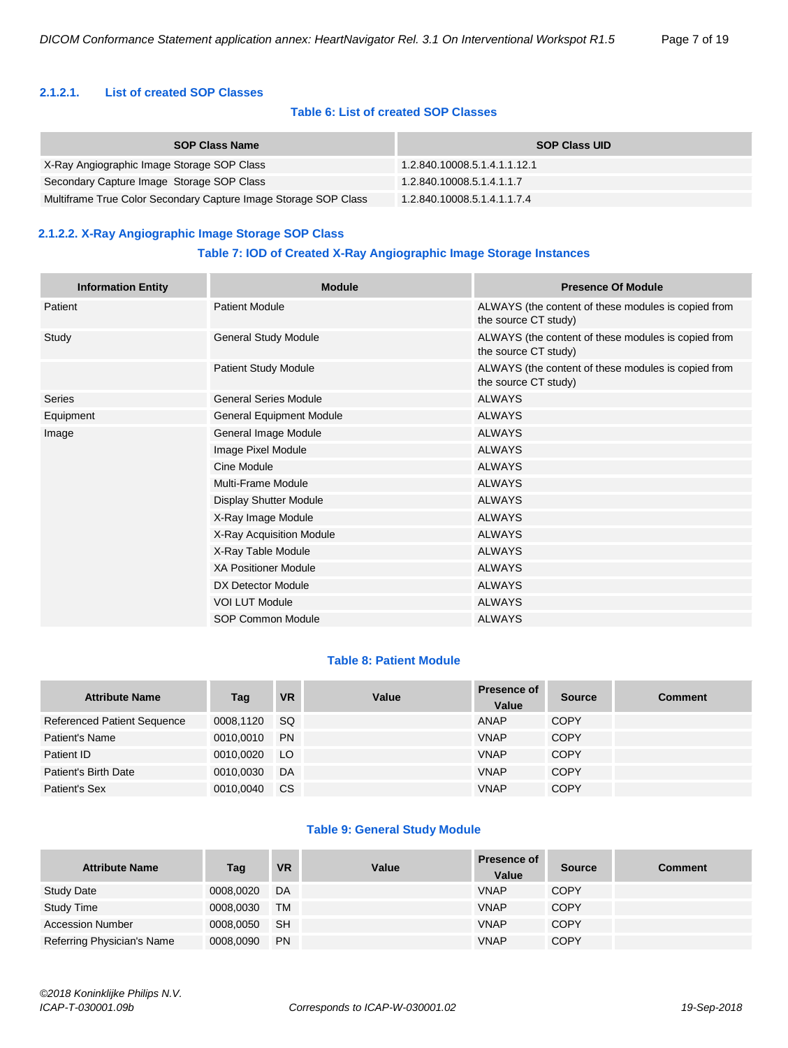#### 2.1.2.1. List of created SOP Classes

**Table 6: List of created SOP Classes**

| SOP Class Name | SOP Class UID |
|---|---|
| X-Ray Angiographic Image Storage SOP Class | 1.2.840.10008.5.1.4.1.1.12.1 |
| Secondary Capture Image Storage SOP Class | 1.2.840.10008.5.1.4.1.1.7 |
| Multiframe True Color Secondary Capture Image Storage SOP Class | 1.2.840.10008.5.1.4.1.1.7.4 |

#### 2.1.2.2. X-Ray Angiographic Image Storage SOP Class

**Table 7: IOD of Created X-Ray Angiographic Image Storage Instances**

| Information Entity | Module | Presence Of Module |
|---|---|---|
| Patient | Patient Module | ALWAYS (the content of these modules is copied from the source CT study) |
| Study | General Study Module | ALWAYS (the content of these modules is copied from the source CT study) |
| | Patient Study Module | ALWAYS (the content of these modules is copied from the source CT study) |
| Series | General Series Module | ALWAYS |
| Equipment | General Equipment Module | ALWAYS |
| Image | General Image Module | ALWAYS |
| | Image Pixel Module | ALWAYS |
| | Cine Module | ALWAYS |
| | Multi-Frame Module | ALWAYS |
| | Display Shutter Module | ALWAYS |
| | X-Ray Image Module | ALWAYS |
| | X-Ray Acquisition Module | ALWAYS |
| | X-Ray Table Module | ALWAYS |
| | XA Positioner Module | ALWAYS |
| | DX Detector Module | ALWAYS |
| | VOI LUT Module | ALWAYS |
| | SOP Common Module | ALWAYS |

**Table 8: Patient Module**

| Attribute Name | Tag | VR | Value | Presence of Value | Source | Comment |
|---|---|---|---|---|---|---|
| Referenced Patient Sequence | 0008,1120 | SQ | | ANAP | COPY | |
| Patient's Name | 0010,0010 | PN | | VNAP | COPY | |
| Patient ID | 0010,0020 | LO | | VNAP | COPY | |
| Patient's Birth Date | 0010,0030 | DA | | VNAP | COPY | |
| Patient's Sex | 0010,0040 | CS | | VNAP | COPY | |

**Table 9: General Study Module**

| Attribute Name | Tag | VR | Value | Presence of Value | Source | Comment |
|---|---|---|---|---|---|---|
| Study Date | 0008,0020 | DA | | VNAP | COPY | |
| Study Time | 0008,0030 | TM | | VNAP | COPY | |
| Accession Number | 0008,0050 | SH | | VNAP | COPY | |
| Referring Physician's Name | 0008,0090 | PN | | VNAP | COPY | |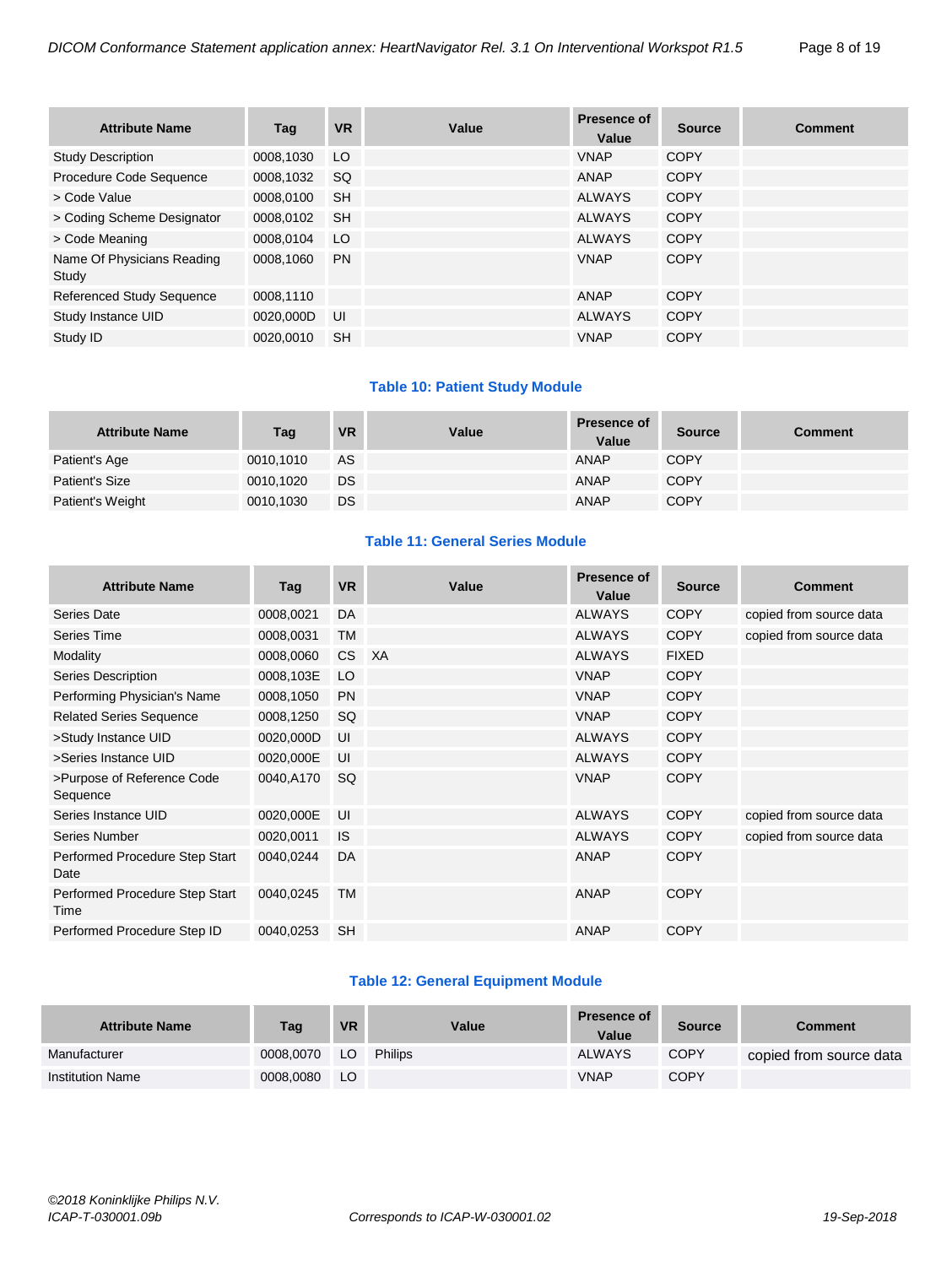| Attribute Name | Tag | VR | Value | Presence of Value | Source | Comment |
|---|---|---|---|---|---|---|
| Study Description | 0008,1030 | LO | | VNAP | COPY | |
| Procedure Code Sequence | 0008,1032 | SQ | | ANAP | COPY | |
| > Code Value | 0008,0100 | SH | | ALWAYS | COPY | |
| > Coding Scheme Designator | 0008,0102 | SH | | ALWAYS | COPY | |
| > Code Meaning | 0008,0104 | LO | | ALWAYS | COPY | |
| Name Of Physicians Reading Study | 0008,1060 | PN | | VNAP | COPY | |
| Referenced Study Sequence | 0008,1110 | | | ANAP | COPY | |
| Study Instance UID | 0020,000D | UI | | ALWAYS | COPY | |
| Study ID | 0020,0010 | SH | | VNAP | COPY | |

**Table 10: Patient Study Module**

| Attribute Name | Tag | VR | Value | Presence of Value | Source | Comment |
|---|---|---|---|---|---|---|
| Patient's Age | 0010,1010 | AS | | ANAP | COPY | |
| Patient's Size | 0010,1020 | DS | | ANAP | COPY | |
| Patient's Weight | 0010,1030 | DS | | ANAP | COPY | |

**Table 11: General Series Module**

| Attribute Name | Tag | VR | Value | Presence of Value | Source | Comment |
|---|---|---|---|---|---|---|
| Series Date | 0008,0021 | DA | | ALWAYS | COPY | copied from source data |
| Series Time | 0008,0031 | TM | | ALWAYS | COPY | copied from source data |
| Modality | 0008,0060 | CS | XA | ALWAYS | FIXED | |
| Series Description | 0008,103E | LO | | VNAP | COPY | |
| Performing Physician's Name | 0008,1050 | PN | | VNAP | COPY | |
| Related Series Sequence | 0008,1250 | SQ | | VNAP | COPY | |
| >Study Instance UID | 0020,000D | UI | | ALWAYS | COPY | |
| >Series Instance UID | 0020,000E | UI | | ALWAYS | COPY | |
| >Purpose of Reference Code Sequence | 0040,A170 | SQ | | VNAP | COPY | |
| Series Instance UID | 0020,000E | UI | | ALWAYS | COPY | copied from source data |
| Series Number | 0020,0011 | IS | | ALWAYS | COPY | copied from source data |
| Performed Procedure Step Start Date | 0040,0244 | DA | | ANAP | COPY | |
| Performed Procedure Step Start Time | 0040,0245 | TM | | ANAP | COPY | |
| Performed Procedure Step ID | 0040,0253 | SH | | ANAP | COPY | |

**Table 12: General Equipment Module**

| Attribute Name | Tag | VR | Value | Presence of Value | Source | Comment |
|---|---|---|---|---|---|---|
| Manufacturer | 0008,0070 | LO | Philips | ALWAYS | COPY | copied from source data |
| Institution Name | 0008,0080 | LO | | VNAP | COPY | |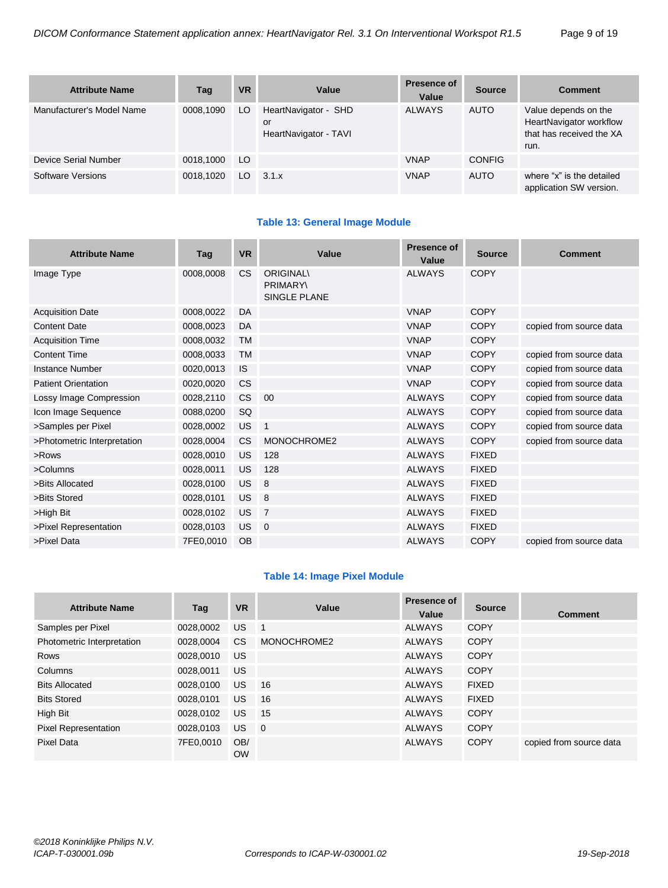| Attribute Name | Tag | VR | Value | Presence of Value | Source | Comment |
|---|---|---|---|---|---|---|
| Manufacturer's Model Name | 0008,1090 | LO | HeartNavigator - SHD or HeartNavigator - TAVI | ALWAYS | AUTO | Value depends on the HeartNavigator workflow that has received the XA run. |
| Device Serial Number | 0018,1000 | LO | | VNAP | CONFIG | |
| Software Versions | 0018,1020 | LO | 3.1.x | VNAP | AUTO | where “x” is the detailed application SW version. |

**Table 13: General Image Module**

| Attribute Name | Tag | VR | Value | Presence of Value | Source | Comment |
|---|---|---|---|---|---|---|
| Image Type | 0008,0008 | CS | ORIGINAL\ PRIMARY\ SINGLE PLANE | ALWAYS | COPY | |
| Acquisition Date | 0008,0022 | DA | | VNAP | COPY | |
| Content Date | 0008,0023 | DA | | VNAP | COPY | copied from source data |
| Acquisition Time | 0008,0032 | TM | | VNAP | COPY | |
| Content Time | 0008,0033 | TM | | VNAP | COPY | copied from source data |
| Instance Number | 0020,0013 | IS | | VNAP | COPY | copied from source data |
| Patient Orientation | 0020,0020 | CS | | VNAP | COPY | copied from source data |
| Lossy Image Compression | 0028,2110 | CS | 00 | ALWAYS | COPY | copied from source data |
| Icon Image Sequence | 0088,0200 | SQ | | ALWAYS | COPY | copied from source data |
| >Samples per Pixel | 0028,0002 | US | 1 | ALWAYS | COPY | copied from source data |
| >Photometric Interpretation | 0028,0004 | CS | MONOCHROME2 | ALWAYS | COPY | copied from source data |
| >Rows | 0028,0010 | US | 128 | ALWAYS | FIXED | |
| >Columns | 0028,0011 | US | 128 | ALWAYS | FIXED | |
| >Bits Allocated | 0028,0100 | US | 8 | ALWAYS | FIXED | |
| >Bits Stored | 0028,0101 | US | 8 | ALWAYS | FIXED | |
| >High Bit | 0028,0102 | US | 7 | ALWAYS | FIXED | |
| >Pixel Representation | 0028,0103 | US | 0 | ALWAYS | FIXED | |
| >Pixel Data | 7FE0,0010 | OB | | ALWAYS | COPY | copied from source data |

**Table 14: Image Pixel Module**

| Attribute Name | Tag | VR | Value | Presence of Value | Source | Comment |
|---|---|---|---|---|---|---|
| Samples per Pixel | 0028,0002 | US | 1 | ALWAYS | COPY | |
| Photometric Interpretation | 0028,0004 | CS | MONOCHROME2 | ALWAYS | COPY | |
| Rows | 0028,0010 | US | | ALWAYS | COPY | |
| Columns | 0028,0011 | US | | ALWAYS | COPY | |
| Bits Allocated | 0028,0100 | US | 16 | ALWAYS | FIXED | |
| Bits Stored | 0028,0101 | US | 16 | ALWAYS | FIXED | |
| High Bit | 0028,0102 | US | 15 | ALWAYS | COPY | |
| Pixel Representation | 0028,0103 | US | 0 | ALWAYS | COPY | |
| Pixel Data | 7FE0,0010 | OB/ OW | | ALWAYS | COPY | copied from source data |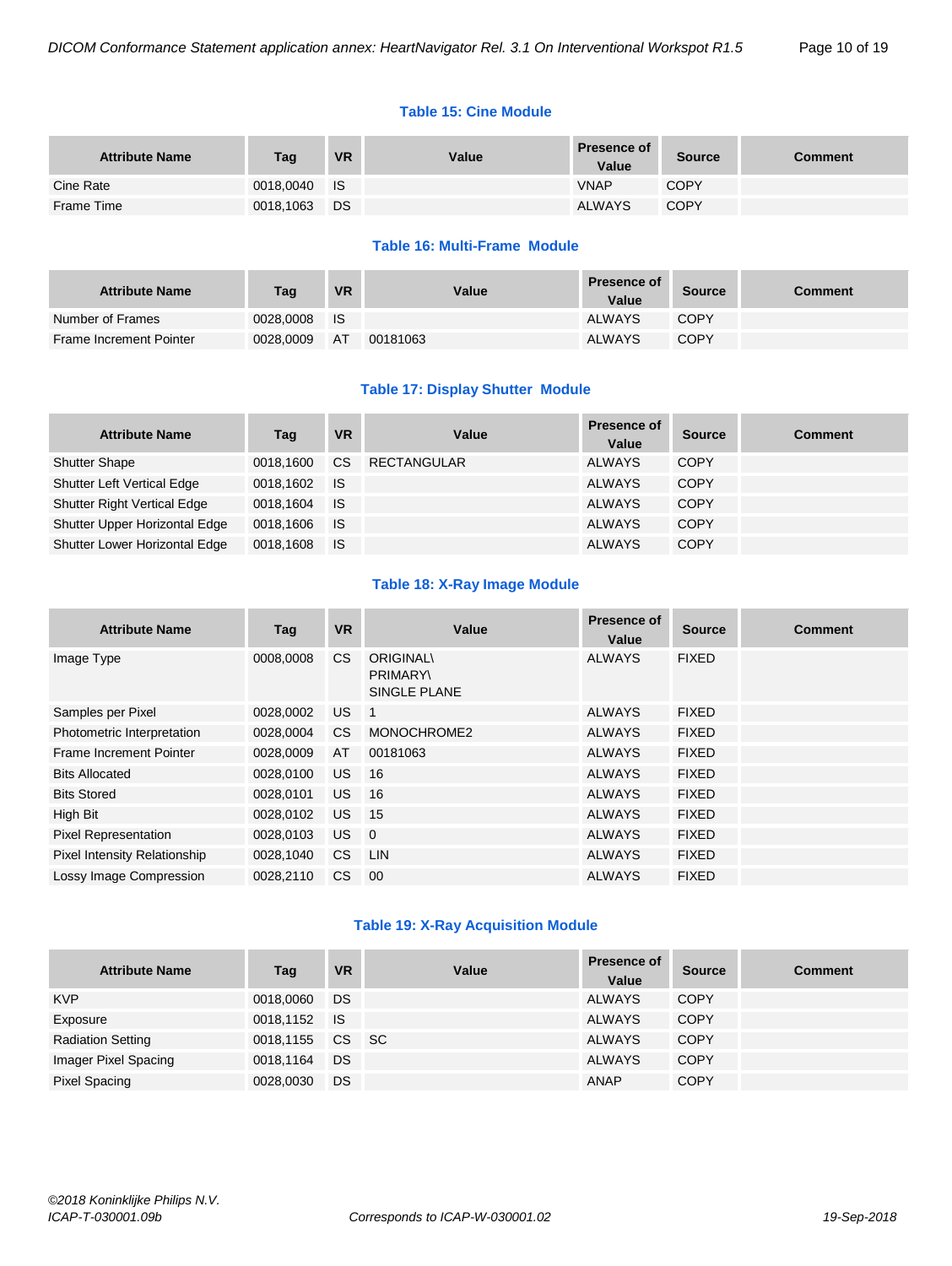**Table 15: Cine Module**

| Attribute Name | Tag | VR | Value | Presence of Value | Source | Comment |
|---|---|---|---|---|---|---|
| Cine Rate | 0018,0040 | IS | | VNAP | COPY | |
| Frame Time | 0018,1063 | DS | | ALWAYS | COPY | |

**Table 16: Multi-Frame Module**

| Attribute Name | Tag | VR | Value | Presence of Value | Source | Comment |
|---|---|---|---|---|---|---|
| Number of Frames | 0028,0008 | IS | | ALWAYS | COPY | |
| Frame Increment Pointer | 0028,0009 | AT | 00181063 | ALWAYS | COPY | |

**Table 17: Display Shutter Module**

| Attribute Name | Tag | VR | Value | Presence of Value | Source | Comment |
|---|---|---|---|---|---|---|
| Shutter Shape | 0018,1600 | CS | RECTANGULAR | ALWAYS | COPY | |
| Shutter Left Vertical Edge | 0018,1602 | IS | | ALWAYS | COPY | |
| Shutter Right Vertical Edge | 0018,1604 | IS | | ALWAYS | COPY | |
| Shutter Upper Horizontal Edge | 0018,1606 | IS | | ALWAYS | COPY | |
| Shutter Lower Horizontal Edge | 0018,1608 | IS | | ALWAYS | COPY | |

**Table 18: X-Ray Image Module**

| Attribute Name | Tag | VR | Value | Presence of Value | Source | Comment |
|---|---|---|---|---|---|---|
| Image Type | 0008,0008 | CS | ORIGINAL\ PRIMARY\ SINGLE PLANE | ALWAYS | FIXED | |
| Samples per Pixel | 0028,0002 | US | 1 | ALWAYS | FIXED | |
| Photometric Interpretation | 0028,0004 | CS | MONOCHROME2 | ALWAYS | FIXED | |
| Frame Increment Pointer | 0028,0009 | AT | 00181063 | ALWAYS | FIXED | |
| Bits Allocated | 0028,0100 | US | 16 | ALWAYS | FIXED | |
| Bits Stored | 0028,0101 | US | 16 | ALWAYS | FIXED | |
| High Bit | 0028,0102 | US | 15 | ALWAYS | FIXED | |
| Pixel Representation | 0028,0103 | US | 0 | ALWAYS | FIXED | |
| Pixel Intensity Relationship | 0028,1040 | CS | LIN | ALWAYS | FIXED | |
| Lossy Image Compression | 0028,2110 | CS | 00 | ALWAYS | FIXED | |

**Table 19: X-Ray Acquisition Module**

| Attribute Name | Tag | VR | Value | Presence of Value | Source | Comment |
|---|---|---|---|---|---|---|
| KVP | 0018,0060 | DS | | ALWAYS | COPY | |
| Exposure | 0018,1152 | IS | | ALWAYS | COPY | |
| Radiation Setting | 0018,1155 | CS | SC | ALWAYS | COPY | |
| Imager Pixel Spacing | 0018,1164 | DS | | ALWAYS | COPY | |
| Pixel Spacing | 0028,0030 | DS | | ANAP | COPY | |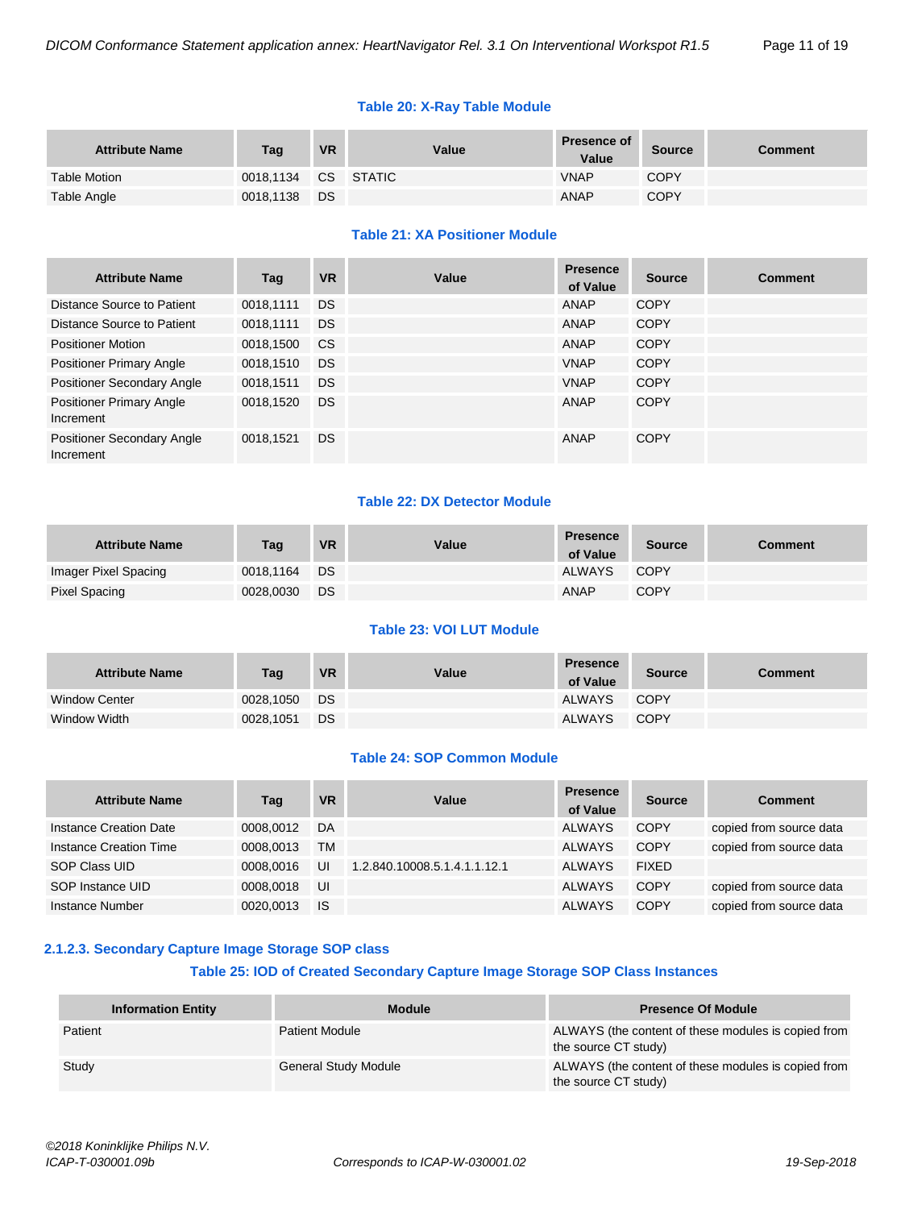**Table 20: X-Ray Table Module**

| Attribute Name | Tag | VR | Value | Presence of Value | Source | Comment |
|---|---|---|---|---|---|---|
| Table Motion | 0018,1134 | CS | STATIC | VNAP | COPY | |
| Table Angle | 0018,1138 | DS | | ANAP | COPY | |

**Table 21: XA Positioner Module**

| Attribute Name | Tag | VR | Value | Presence of Value | Source | Comment |
|---|---|---|---|---|---|---|
| Distance Source to Patient | 0018,1111 | DS | | ANAP | COPY | |
| Distance Source to Patient | 0018,1111 | DS | | ANAP | COPY | |
| Positioner Motion | 0018,1500 | CS | | ANAP | COPY | |
| Positioner Primary Angle | 0018,1510 | DS | | VNAP | COPY | |
| Positioner Secondary Angle | 0018,1511 | DS | | VNAP | COPY | |
| Positioner Primary Angle Increment | 0018,1520 | DS | | ANAP | COPY | |
| Positioner Secondary Angle Increment | 0018,1521 | DS | | ANAP | COPY | |

**Table 22: DX Detector Module**

| Attribute Name | Tag | VR | Value | Presence of Value | Source | Comment |
|---|---|---|---|---|---|---|
| Imager Pixel Spacing | 0018,1164 | DS | | ALWAYS | COPY | |
| Pixel Spacing | 0028,0030 | DS | | ANAP | COPY | |

**Table 23: VOI LUT Module**

| Attribute Name | Tag | VR | Value | Presence of Value | Source | Comment |
|---|---|---|---|---|---|---|
| Window Center | 0028,1050 | DS | | ALWAYS | COPY | |
| Window Width | 0028,1051 | DS | | ALWAYS | COPY | |

**Table 24: SOP Common Module**

| Attribute Name | Tag | VR | Value | Presence of Value | Source | Comment |
|---|---|---|---|---|---|---|
| Instance Creation Date | 0008,0012 | DA | | ALWAYS | COPY | copied from source data |
| Instance Creation Time | 0008,0013 | TM | | ALWAYS | COPY | copied from source data |
| SOP Class UID | 0008,0016 | UI | 1.2.840.10008.5.1.4.1.1.12.1 | ALWAYS | FIXED | |
| SOP Instance UID | 0008,0018 | UI | | ALWAYS | COPY | copied from source data |
| Instance Number | 0020,0013 | IS | | ALWAYS | COPY | copied from source data |

### 2.1.2.3. Secondary Capture Image Storage SOP class

**Table 25: IOD of Created Secondary Capture Image Storage SOP Class Instances**

| Information Entity | Module | Presence Of Module |
|---|---|---|
| Patient | Patient Module | ALWAYS (the content of these modules is copied from the source CT study) |
| Study | General Study Module | ALWAYS (the content of these modules is copied from the source CT study) |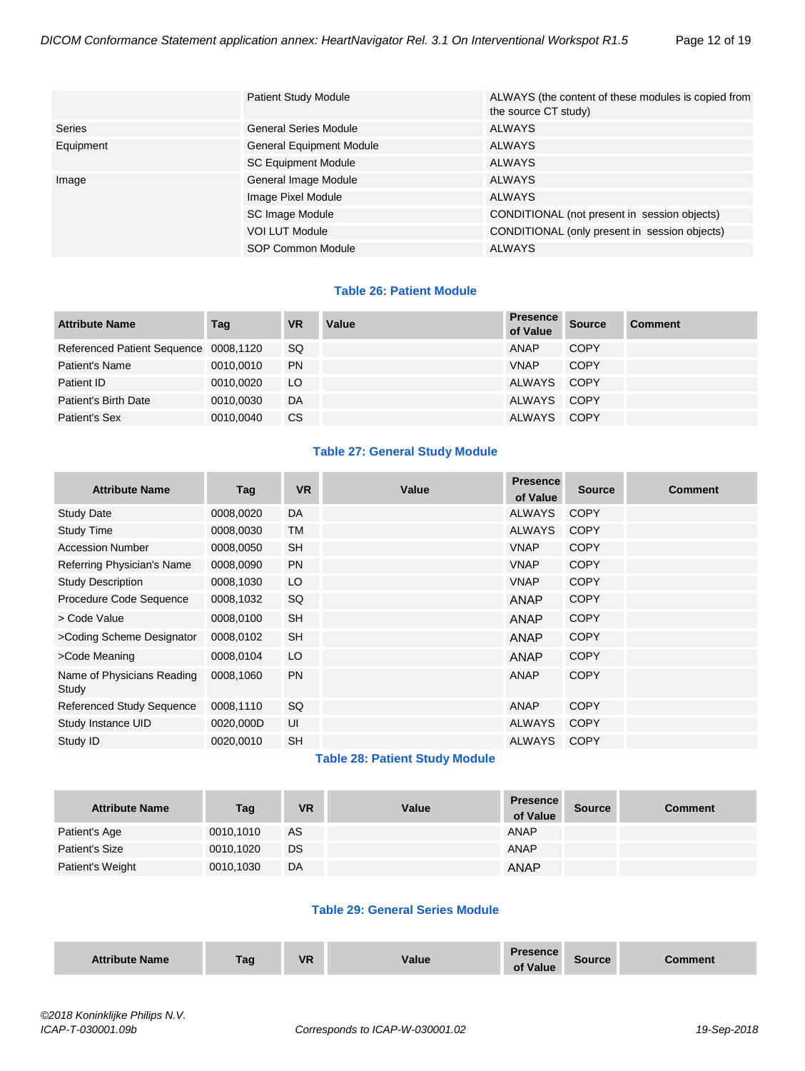| | | |
|---|---|---|
| | Patient Study Module | ALWAYS (the content of these modules is copied from the source CT study) |
| Series | General Series Module | ALWAYS |
| Equipment | General Equipment Module | ALWAYS |
| | SC Equipment Module | ALWAYS |
| Image | General Image Module | ALWAYS |
| | Image Pixel Module | ALWAYS |
| | SC Image Module | CONDITIONAL (not present in session objects) |
| | VOI LUT Module | CONDITIONAL (only present in session objects) |
| | SOP Common Module | ALWAYS |

**Table 26: Patient Module**

| Attribute Name | Tag | VR | Value | Presence of Value | Source | Comment |
|---|---|---|---|---|---|---|
| Referenced Patient Sequence | 0008,1120 | SQ | | ANAP | COPY | |
| Patient's Name | 0010,0010 | PN | | VNAP | COPY | |
| Patient ID | 0010,0020 | LO | | ALWAYS | COPY | |
| Patient's Birth Date | 0010,0030 | DA | | ALWAYS | COPY | |
| Patient's Sex | 0010,0040 | CS | | ALWAYS | COPY | |

**Table 27: General Study Module**

| Attribute Name | Tag | VR | Value | Presence of Value | Source | Comment |
|---|---|---|---|---|---|---|
| Study Date | 0008,0020 | DA | | ALWAYS | COPY | |
| Study Time | 0008,0030 | TM | | ALWAYS | COPY | |
| Accession Number | 0008,0050 | SH | | VNAP | COPY | |
| Referring Physician's Name | 0008,0090 | PN | | VNAP | COPY | |
| Study Description | 0008,1030 | LO | | VNAP | COPY | |
| Procedure Code Sequence | 0008,1032 | SQ | | ANAP | COPY | |
| > Code Value | 0008,0100 | SH | | ANAP | COPY | |
| >Coding Scheme Designator | 0008,0102 | SH | | ANAP | COPY | |
| >Code Meaning | 0008,0104 | LO | | ANAP | COPY | |
| Name of Physicians Reading Study | 0008,1060 | PN | | ANAP | COPY | |
| Referenced Study Sequence | 0008,1110 | SQ | | ANAP | COPY | |
| Study Instance UID | 0020,000D | UI | | ALWAYS | COPY | |
| Study ID | 0020,0010 | SH | | ALWAYS | COPY | |

**Table 28: Patient Study Module**

| Attribute Name | Tag | VR | Value | Presence of Value | Source | Comment |
|---|---|---|---|---|---|---|
| Patient's Age | 0010,1010 | AS | | ANAP | | |
| Patient's Size | 0010,1020 | DS | | ANAP | | |
| Patient's Weight | 0010,1030 | DA | | ANAP | | |

**Table 29: General Series Module**

| Attribute Name | Tag | VR | Value | Presence of Value | Source | Comment |
|---|---|---|---|---|---|---|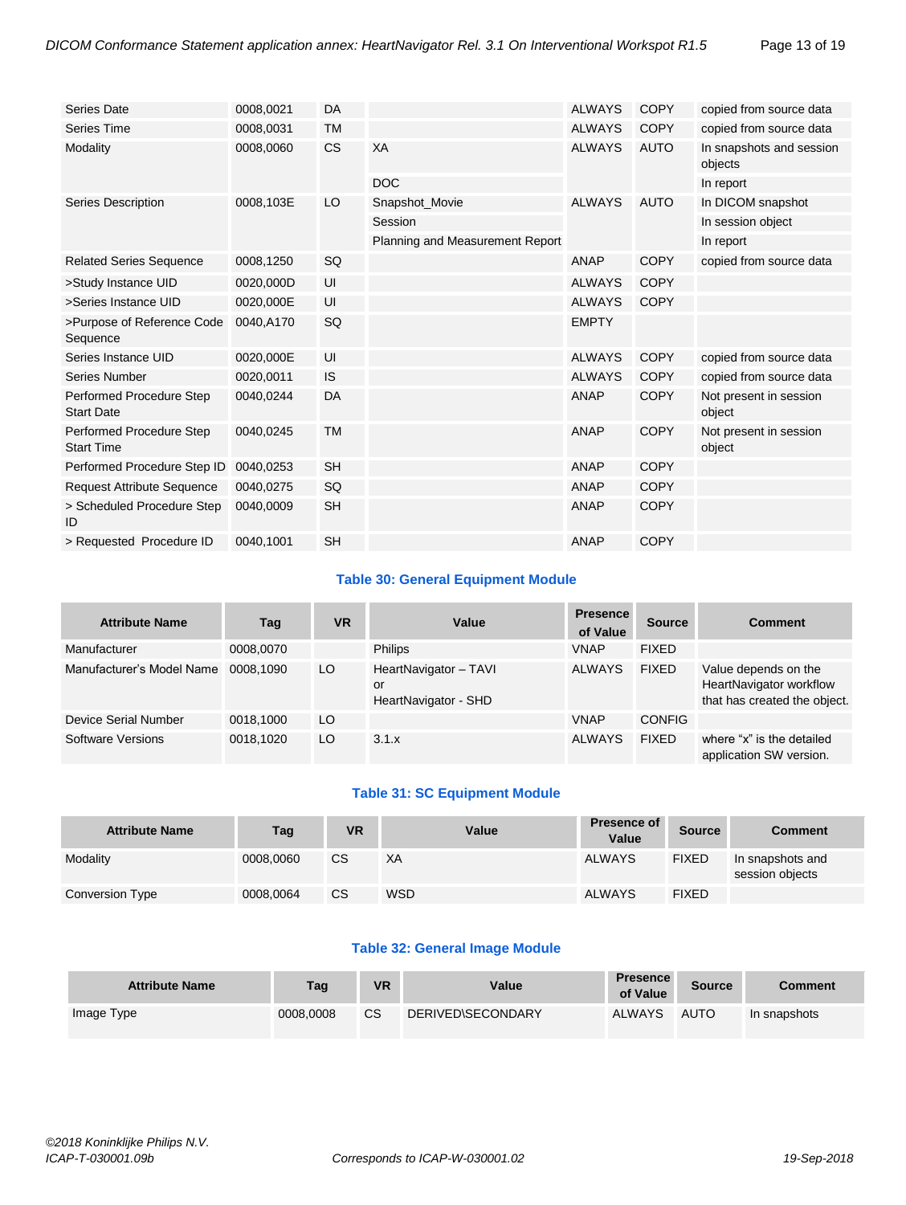| | | | | | | |
|---|---|---|---|---|---|---|
| Series Date | 0008,0021 | DA | | ALWAYS | COPY | copied from source data |
| Series Time | 0008,0031 | TM | | ALWAYS | COPY | copied from source data |
| Modality | 0008,0060 | CS | XA | ALWAYS | AUTO | In snapshots and session objects |
| | | | DOC | | | In report |
| Series Description | 0008,103E | LO | Snapshot_Movie | ALWAYS | AUTO | In DICOM snapshot |
| | | | Session | | | In session object |
| | | | Planning and Measurement Report | | | In report |
| Related Series Sequence | 0008,1250 | SQ | | ANAP | COPY | copied from source data |
| >Study Instance UID | 0020,000D | UI | | ALWAYS | COPY | |
| >Series Instance UID | 0020,000E | UI | | ALWAYS | COPY | |
| >Purpose of Reference Code Sequence | 0040,A170 | SQ | | EMPTY | | |
| Series Instance UID | 0020,000E | UI | | ALWAYS | COPY | copied from source data |
| Series Number | 0020,0011 | IS | | ALWAYS | COPY | copied from source data |
| Performed Procedure Step Start Date | 0040,0244 | DA | | ANAP | COPY | Not present in session object |
| Performed Procedure Step Start Time | 0040,0245 | TM | | ANAP | COPY | Not present in session object |
| Performed Procedure Step ID | 0040,0253 | SH | | ANAP | COPY | |
| Request Attribute Sequence | 0040,0275 | SQ | | ANAP | COPY | |
| > Scheduled Procedure Step ID | 0040,0009 | SH | | ANAP | COPY | |
| > Requested Procedure ID | 0040,1001 | SH | | ANAP | COPY | |

**Table 30: General Equipment Module**

| Attribute Name | Tag | VR | Value | Presence of Value | Source | Comment |
|---|---|---|---|---|---|---|
| Manufacturer | 0008,0070 | | Philips | VNAP | FIXED | |
| Manufacturer's Model Name | 0008,1090 | LO | HeartNavigator – TAVI or HeartNavigator - SHD | ALWAYS | FIXED | Value depends on the HeartNavigator workflow that has created the object. |
| Device Serial Number | 0018,1000 | LO | | VNAP | CONFIG | |
| Software Versions | 0018,1020 | LO | 3.1.x | ALWAYS | FIXED | where "x" is the detailed application SW version. |

**Table 31: SC Equipment Module**

| Attribute Name | Tag | VR | Value | Presence of Value | Source | Comment |
|---|---|---|---|---|---|---|
| Modality | 0008,0060 | CS | XA | ALWAYS | FIXED | In snapshots and session objects |
| Conversion Type | 0008,0064 | CS | WSD | ALWAYS | FIXED | |

**Table 32: General Image Module**

| Attribute Name | Tag | VR | Value | Presence of Value | Source | Comment |
|---|---|---|---|---|---|---|
| Image Type | 0008,0008 | CS | DERIVED\SECONDARY | ALWAYS | AUTO | In snapshots |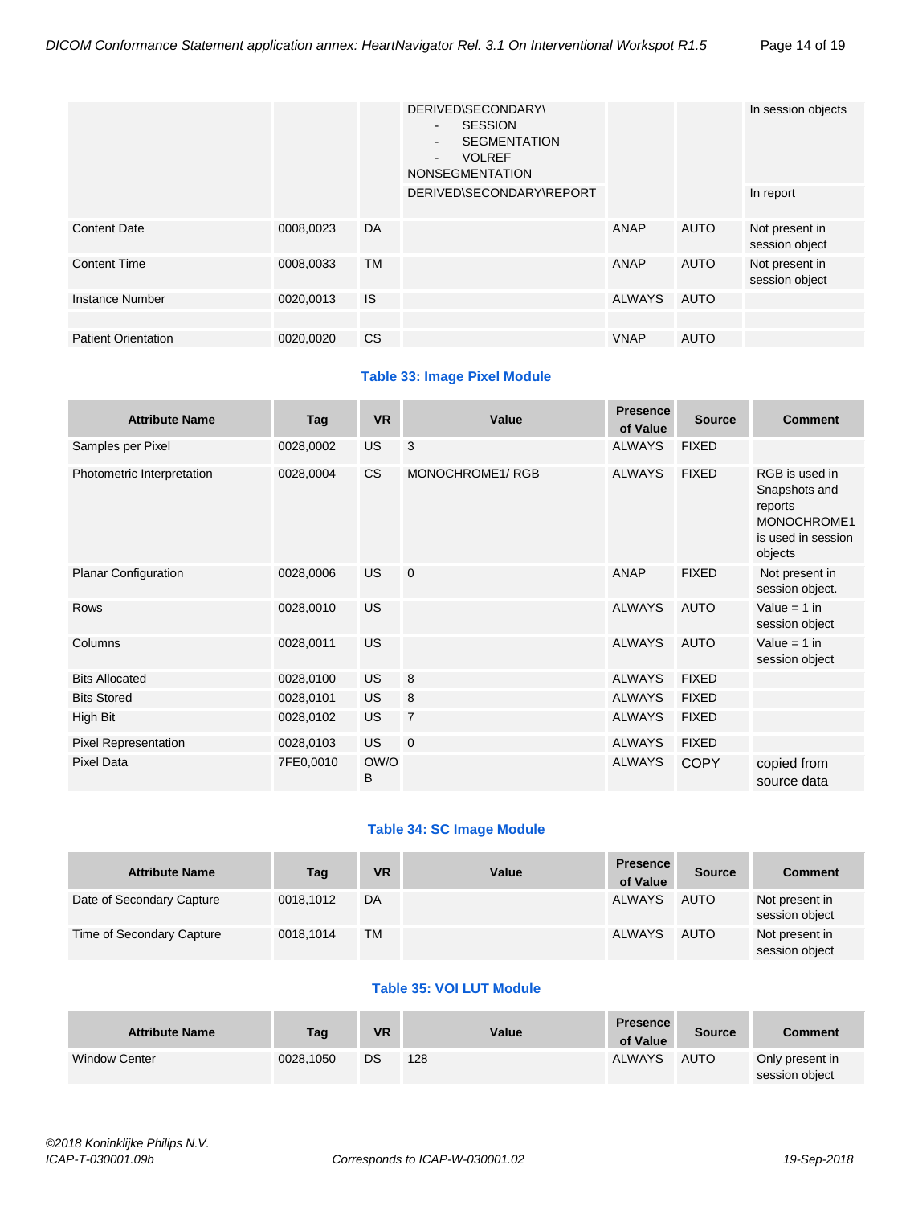| | | | | | | |
|---|---|---|---|---|---|---|
| | | | DERIVED\SECONDARY\ - SESSION - SEGMENTATION - VOLREF NONSEGMENTATION | | | In session objects |
| | | | DERIVED\SECONDARY\REPORT | | | In report |
| Content Date | 0008,0023 | DA | | ANAP | AUTO | Not present in session object |
| Content Time | 0008,0033 | TM | | ANAP | AUTO | Not present in session object |
| Instance Number | 0020,0013 | IS | | ALWAYS | AUTO | |
| | | | | | | |
| Patient Orientation | 0020,0020 | CS | | VNAP | AUTO | |

### Table 33: Image Pixel Module

| Attribute Name | Tag | VR | Value | Presence of Value | Source | Comment |
|---|---|---|---|---|---|---|
| Samples per Pixel | 0028,0002 | US | 3 | ALWAYS | FIXED | |
| Photometric Interpretation | 0028,0004 | CS | MONOCHROME1/ RGB | ALWAYS | FIXED | RGB is used in Snapshots and reports MONOCHROME1 is used in session objects |
| Planar Configuration | 0028,0006 | US | 0 | ANAP | FIXED | Not present in session object. |
| Rows | 0028,0010 | US | | ALWAYS | AUTO | Value = 1 in session object |
| Columns | 0028,0011 | US | | ALWAYS | AUTO | Value = 1 in session object |
| Bits Allocated | 0028,0100 | US | 8 | ALWAYS | FIXED | |
| Bits Stored | 0028,0101 | US | 8 | ALWAYS | FIXED | |
| High Bit | 0028,0102 | US | 7 | ALWAYS | FIXED | |
| Pixel Representation | 0028,0103 | US | 0 | ALWAYS | FIXED | |
| Pixel Data | 7FE0,0010 | OW/OB | | ALWAYS | COPY | copied from source data |

### Table 34: SC Image Module

| Attribute Name | Tag | VR | Value | Presence of Value | Source | Comment |
|---|---|---|---|---|---|---|
| Date of Secondary Capture | 0018,1012 | DA | | ALWAYS | AUTO | Not present in session object |
| Time of Secondary Capture | 0018,1014 | TM | | ALWAYS | AUTO | Not present in session object |

### Table 35: VOI LUT Module

| Attribute Name | Tag | VR | Value | Presence of Value | Source | Comment |
|---|---|---|---|---|---|---|
| Window Center | 0028,1050 | DS | 128 | ALWAYS | AUTO | Only present in session object |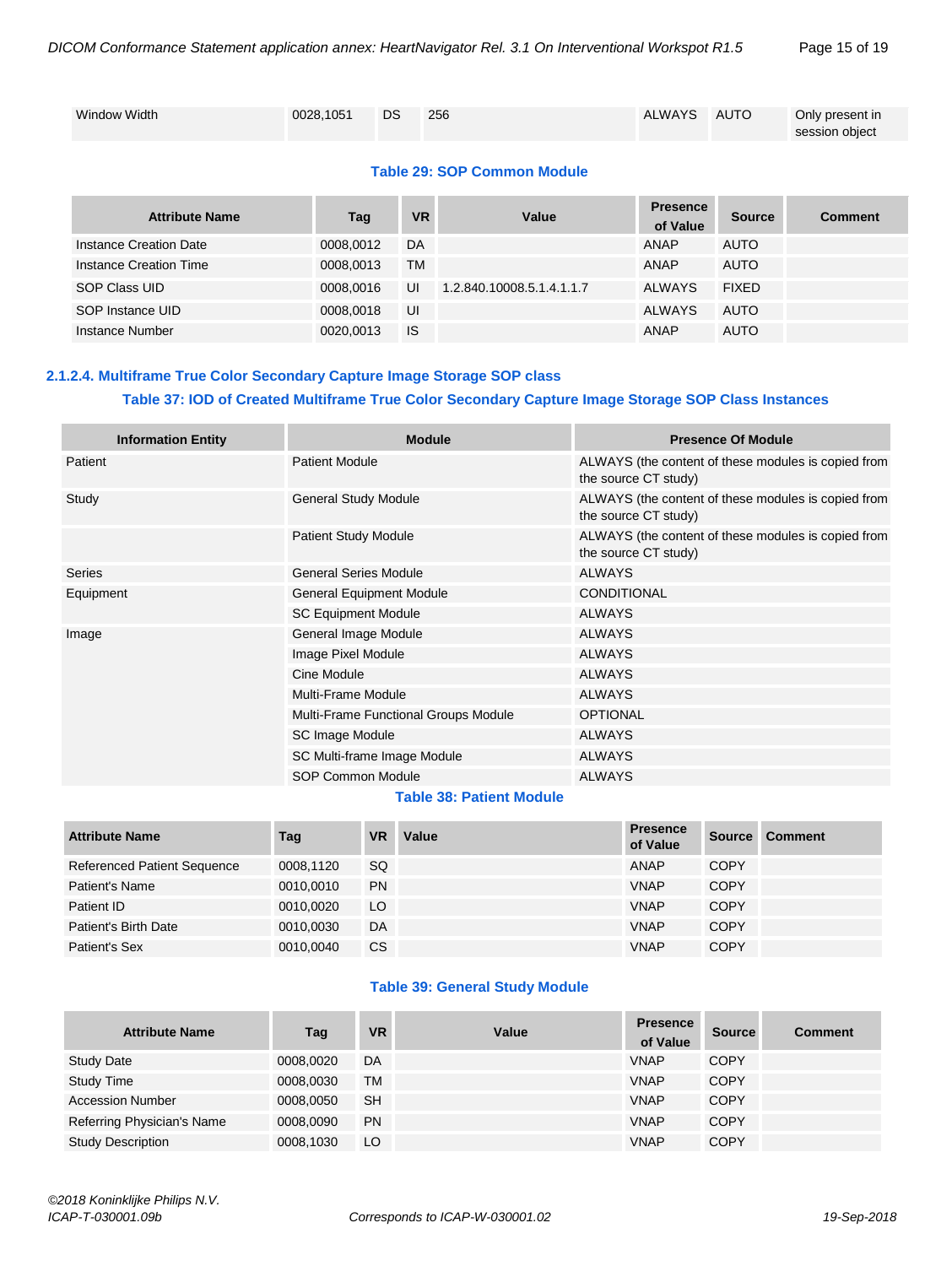| Window Width | 0028,1051 | DS | 256 | ALWAYS | AUTO | Only present in session object |
|---|---|---|---|---|---|---|

**Table 29: SOP Common Module**

| Attribute Name | Tag | VR | Value | Presence of Value | Source | Comment |
|---|---|---|---|---|---|---|
| Instance Creation Date | 0008,0012 | DA | | ANAP | AUTO | |
| Instance Creation Time | 0008,0013 | TM | | ANAP | AUTO | |
| SOP Class UID | 0008,0016 | UI | 1.2.840.10008.5.1.4.1.1.7 | ALWAYS | FIXED | |
| SOP Instance UID | 0008,0018 | UI | | ALWAYS | AUTO | |
| Instance Number | 0020,0013 | IS | | ANAP | AUTO | |

### 2.1.2.4. Multiframe True Color Secondary Capture Image Storage SOP class

**Table 37: IOD of Created Multiframe True Color Secondary Capture Image Storage SOP Class Instances**

| Information Entity | Module | Presence Of Module |
|---|---|---|
| Patient | Patient Module | ALWAYS (the content of these modules is copied from the source CT study) |
| Study | General Study Module | ALWAYS (the content of these modules is copied from the source CT study) |
| | Patient Study Module | ALWAYS (the content of these modules is copied from the source CT study) |
| Series | General Series Module | ALWAYS |
| Equipment | General Equipment Module | CONDITIONAL |
| | SC Equipment Module | ALWAYS |
| Image | General Image Module | ALWAYS |
| | Image Pixel Module | ALWAYS |
| | Cine Module | ALWAYS |
| | Multi-Frame Module | ALWAYS |
| | Multi-Frame Functional Groups Module | OPTIONAL |
| | SC Image Module | ALWAYS |
| | SC Multi-frame Image Module | ALWAYS |
| | SOP Common Module | ALWAYS |

**Table 38: Patient Module**

| Attribute Name | Tag | VR | Value | Presence of Value | Source | Comment |
|---|---|---|---|---|---|---|
| Referenced Patient Sequence | 0008,1120 | SQ | | ANAP | COPY | |
| Patient's Name | 0010,0010 | PN | | VNAP | COPY | |
| Patient ID | 0010,0020 | LO | | VNAP | COPY | |
| Patient's Birth Date | 0010,0030 | DA | | VNAP | COPY | |
| Patient's Sex | 0010,0040 | CS | | VNAP | COPY | |

**Table 39: General Study Module**

| Attribute Name | Tag | VR | Value | Presence of Value | Source | Comment |
|---|---|---|---|---|---|---|
| Study Date | 0008,0020 | DA | | VNAP | COPY | |
| Study Time | 0008,0030 | TM | | VNAP | COPY | |
| Accession Number | 0008,0050 | SH | | VNAP | COPY | |
| Referring Physician's Name | 0008,0090 | PN | | VNAP | COPY | |
| Study Description | 0008,1030 | LO | | VNAP | COPY | |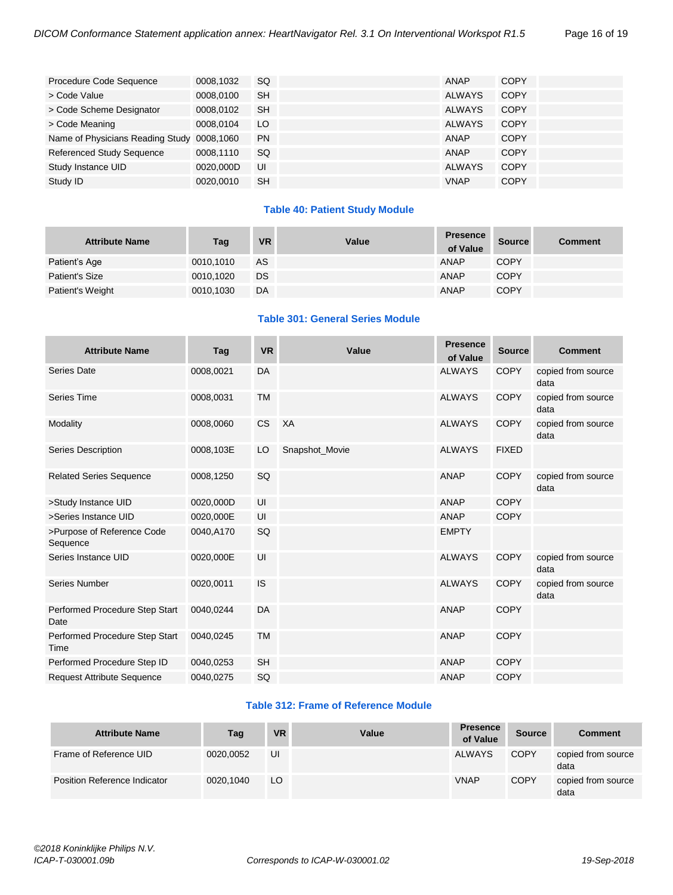| Attribute Name | Tag | VR | Value | Presence of Value | Source | Comment |
|---|---|---|---|---|---|---|
| Procedure Code Sequence | 0008,1032 | SQ | | ANAP | COPY | |
| > Code Value | 0008,0100 | SH | | ALWAYS | COPY | |
| > Code Scheme Designator | 0008,0102 | SH | | ALWAYS | COPY | |
| > Code Meaning | 0008,0104 | LO | | ALWAYS | COPY | |
| Name of Physicians Reading Study | 0008,1060 | PN | | ANAP | COPY | |
| Referenced Study Sequence | 0008,1110 | SQ | | ANAP | COPY | |
| Study Instance UID | 0020,000D | UI | | ALWAYS | COPY | |
| Study ID | 0020,0010 | SH | | VNAP | COPY | |

**Table 40: Patient Study Module**

| Attribute Name | Tag | VR | Value | Presence of Value | Source | Comment |
|---|---|---|---|---|---|---|
| Patient's Age | 0010,1010 | AS | | ANAP | COPY | |
| Patient's Size | 0010,1020 | DS | | ANAP | COPY | |
| Patient's Weight | 0010,1030 | DA | | ANAP | COPY | |

**Table 301: General Series Module**

| Attribute Name | Tag | VR | Value | Presence of Value | Source | Comment |
|---|---|---|---|---|---|---|
| Series Date | 0008,0021 | DA | | ALWAYS | COPY | copied from source data |
| Series Time | 0008,0031 | TM | | ALWAYS | COPY | copied from source data |
| Modality | 0008,0060 | CS | XA | ALWAYS | COPY | copied from source data |
| Series Description | 0008,103E | LO | Snapshot_Movie | ALWAYS | FIXED | |
| Related Series Sequence | 0008,1250 | SQ | | ANAP | COPY | copied from source data |
| >Study Instance UID | 0020,000D | UI | | ANAP | COPY | |
| >Series Instance UID | 0020,000E | UI | | ANAP | COPY | |
| >Purpose of Reference Code Sequence | 0040,A170 | SQ | | EMPTY | | |
| Series Instance UID | 0020,000E | UI | | ALWAYS | COPY | copied from source data |
| Series Number | 0020,0011 | IS | | ALWAYS | COPY | copied from source data |
| Performed Procedure Step Start Date | 0040,0244 | DA | | ANAP | COPY | |
| Performed Procedure Step Start Time | 0040,0245 | TM | | ANAP | COPY | |
| Performed Procedure Step ID | 0040,0253 | SH | | ANAP | COPY | |
| Request Attribute Sequence | 0040,0275 | SQ | | ANAP | COPY | |

**Table 312: Frame of Reference Module**

| Attribute Name | Tag | VR | Value | Presence of Value | Source | Comment |
|---|---|---|---|---|---|---|
| Frame of Reference UID | 0020,0052 | UI | | ALWAYS | COPY | copied from source data |
| Position Reference Indicator | 0020,1040 | LO | | VNAP | COPY | copied from source data |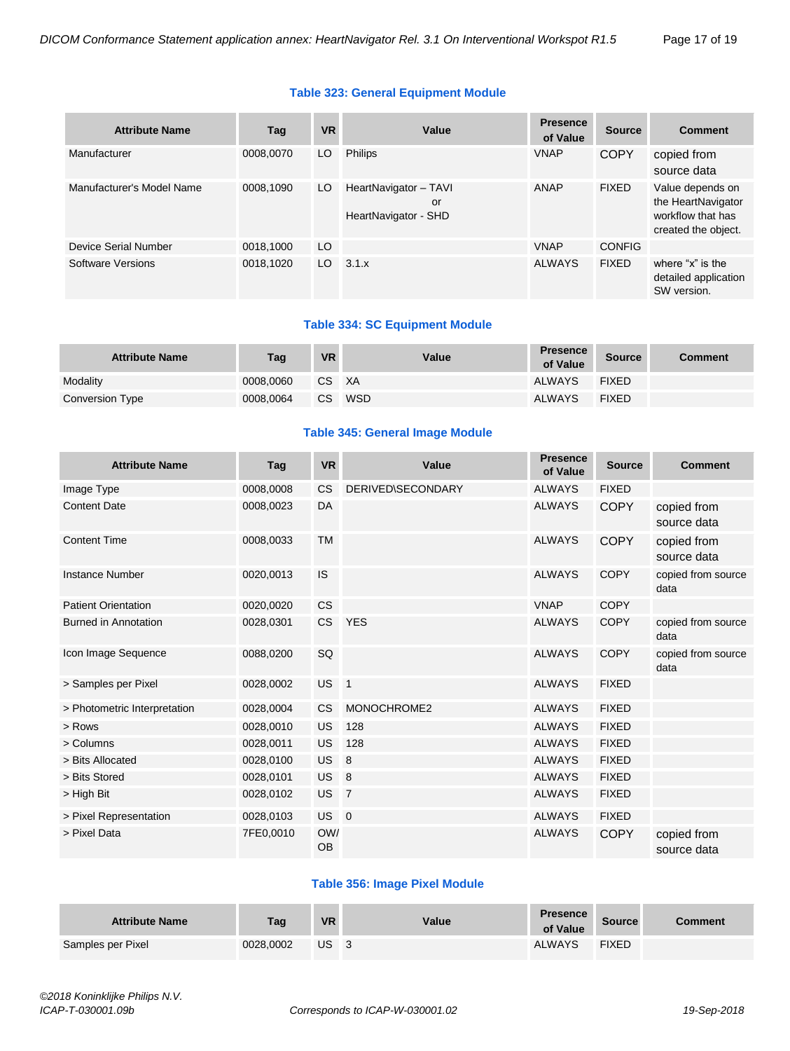**Table 323: General Equipment Module**

| Attribute Name | Tag | VR | Value | Presence of Value | Source | Comment |
|---|---|---|---|---|---|---|
| Manufacturer | 0008,0070 | LO | Philips | VNAP | COPY | copied from source data |
| Manufacturer's Model Name | 0008,1090 | LO | HeartNavigator – TAVI or HeartNavigator - SHD | ANAP | FIXED | Value depends on the HeartNavigator workflow that has created the object. |
| Device Serial Number | 0018,1000 | LO | | VNAP | CONFIG | |
| Software Versions | 0018,1020 | LO | 3.1.x | ALWAYS | FIXED | where "x" is the detailed application SW version. |

**Table 334: SC Equipment Module**

| Attribute Name | Tag | VR | Value | Presence of Value | Source | Comment |
|---|---|---|---|---|---|---|
| Modality | 0008,0060 | CS | XA | ALWAYS | FIXED | |
| Conversion Type | 0008,0064 | CS | WSD | ALWAYS | FIXED | |

**Table 345: General Image Module**

| Attribute Name | Tag | VR | Value | Presence of Value | Source | Comment |
|---|---|---|---|---|---|---|
| Image Type | 0008,0008 | CS | DERIVED\SECONDARY | ALWAYS | FIXED | |
| Content Date | 0008,0023 | DA | | ALWAYS | COPY | copied from source data |
| Content Time | 0008,0033 | TM | | ALWAYS | COPY | copied from source data |
| Instance Number | 0020,0013 | IS | | ALWAYS | COPY | copied from source data |
| Patient Orientation | 0020,0020 | CS | | VNAP | COPY | |
| Burned in Annotation | 0028,0301 | CS | YES | ALWAYS | COPY | copied from source data |
| Icon Image Sequence | 0088,0200 | SQ | | ALWAYS | COPY | copied from source data |
| > Samples per Pixel | 0028,0002 | US | 1 | ALWAYS | FIXED | |
| > Photometric Interpretation | 0028,0004 | CS | MONOCHROME2 | ALWAYS | FIXED | |
| > Rows | 0028,0010 | US | 128 | ALWAYS | FIXED | |
| > Columns | 0028,0011 | US | 128 | ALWAYS | FIXED | |
| > Bits Allocated | 0028,0100 | US | 8 | ALWAYS | FIXED | |
| > Bits Stored | 0028,0101 | US | 8 | ALWAYS | FIXED | |
| > High Bit | 0028,0102 | US | 7 | ALWAYS | FIXED | |
| > Pixel Representation | 0028,0103 | US | 0 | ALWAYS | FIXED | |
| > Pixel Data | 7FE0,0010 | OW/OB | | ALWAYS | COPY | copied from source data |

**Table 356: Image Pixel Module**

| Attribute Name | Tag | VR | Value | Presence of Value | Source | Comment |
|---|---|---|---|---|---|---|
| Samples per Pixel | 0028,0002 | US | 3 | ALWAYS | FIXED | |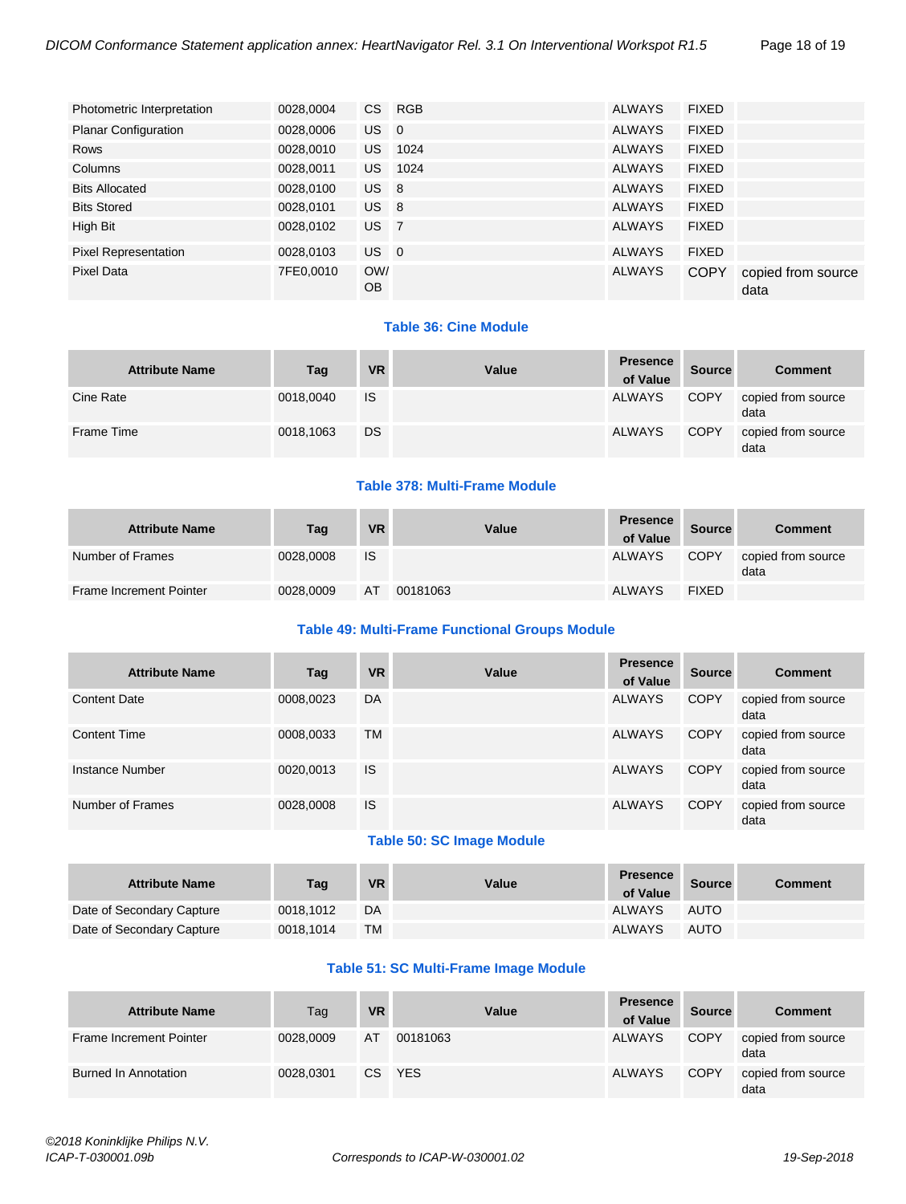| Attribute Name | Tag | VR | Value | Presence of Value | Source | Comment |
|---|---|---|---|---|---|---|
| Photometric Interpretation | 0028,0004 | CS | RGB | ALWAYS | FIXED | |
| Planar Configuration | 0028,0006 | US | 0 | ALWAYS | FIXED | |
| Rows | 0028,0010 | US | 1024 | ALWAYS | FIXED | |
| Columns | 0028,0011 | US | 1024 | ALWAYS | FIXED | |
| Bits Allocated | 0028,0100 | US | 8 | ALWAYS | FIXED | |
| Bits Stored | 0028,0101 | US | 8 | ALWAYS | FIXED | |
| High Bit | 0028,0102 | US | 7 | ALWAYS | FIXED | |
| Pixel Representation | 0028,0103 | US | 0 | ALWAYS | FIXED | |
| Pixel Data | 7FE0,0010 | OW/OB | | ALWAYS | COPY | copied from source data |

**Table 36: Cine Module**

| Attribute Name | Tag | VR | Value | Presence of Value | Source | Comment |
|---|---|---|---|---|---|---|
| Cine Rate | 0018,0040 | IS | | ALWAYS | COPY | copied from source data |
| Frame Time | 0018,1063 | DS | | ALWAYS | COPY | copied from source data |

**Table 378: Multi-Frame Module**

| Attribute Name | Tag | VR | Value | Presence of Value | Source | Comment |
|---|---|---|---|---|---|---|
| Number of Frames | 0028,0008 | IS | | ALWAYS | COPY | copied from source data |
| Frame Increment Pointer | 0028,0009 | AT | 00181063 | ALWAYS | FIXED | |

**Table 49: Multi-Frame Functional Groups Module**

| Attribute Name | Tag | VR | Value | Presence of Value | Source | Comment |
|---|---|---|---|---|---|---|
| Content Date | 0008,0023 | DA | | ALWAYS | COPY | copied from source data |
| Content Time | 0008,0033 | TM | | ALWAYS | COPY | copied from source data |
| Instance Number | 0020,0013 | IS | | ALWAYS | COPY | copied from source data |
| Number of Frames | 0028,0008 | IS | | ALWAYS | COPY | copied from source data |

**Table 50: SC Image Module**

| Attribute Name | Tag | VR | Value | Presence of Value | Source | Comment |
|---|---|---|---|---|---|---|
| Date of Secondary Capture | 0018,1012 | DA | | ALWAYS | AUTO | |
| Date of Secondary Capture | 0018,1014 | TM | | ALWAYS | AUTO | |

**Table 51: SC Multi-Frame Image Module**

| Attribute Name | Tag | VR | Value | Presence of Value | Source | Comment |
|---|---|---|---|---|---|---|
| Frame Increment Pointer | 0028,0009 | AT | 00181063 | ALWAYS | COPY | copied from source data |
| Burned In Annotation | 0028,0301 | CS | YES | ALWAYS | COPY | copied from source data |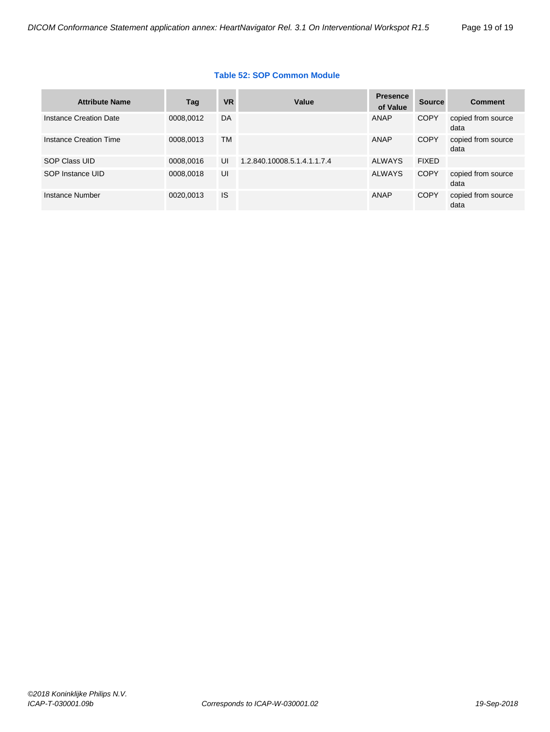**Table 52: SOP Common Module**

| Attribute Name | Tag | VR | Value | Presence of Value | Source | Comment |
|---|---|---|---|---|---|---|
| Instance Creation Date | 0008,0012 | DA | | ANAP | COPY | copied from source data |
| Instance Creation Time | 0008,0013 | TM | | ANAP | COPY | copied from source data |
| SOP Class UID | 0008,0016 | UI | 1.2.840.10008.5.1.4.1.1.7.4 | ALWAYS | FIXED | |
| SOP Instance UID | 0008,0018 | UI | | ALWAYS | COPY | copied from source data |
| Instance Number | 0020,0013 | IS | | ANAP | COPY | copied from source data |